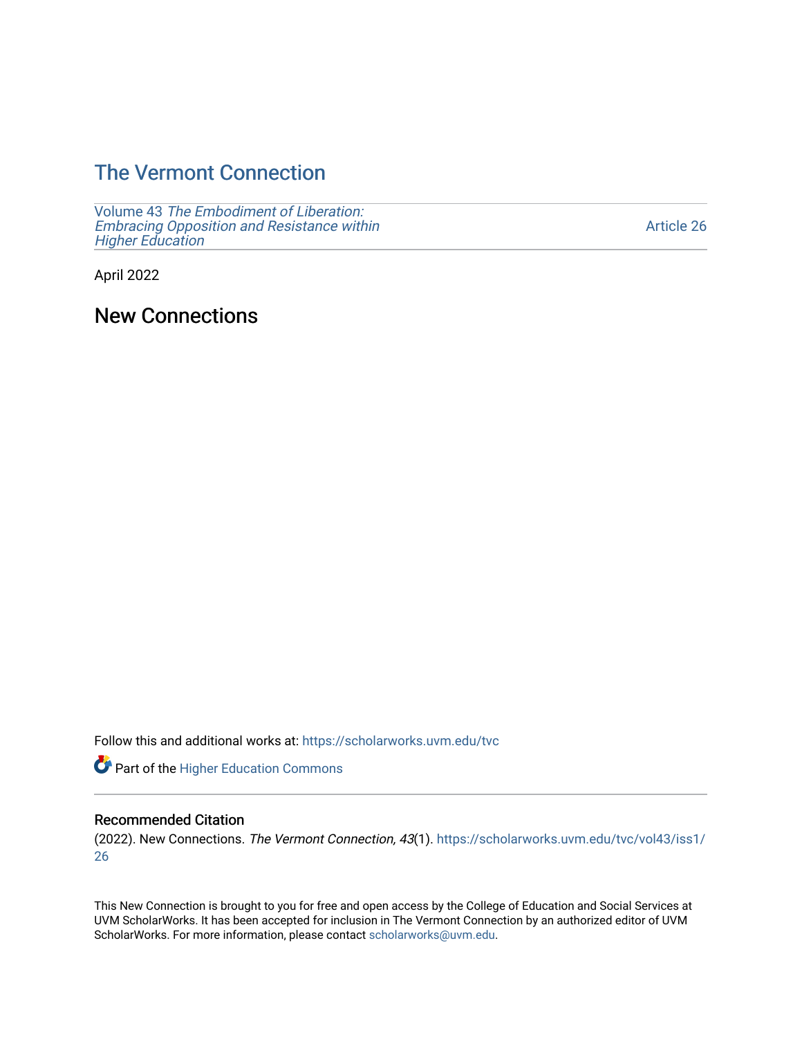# The Vermont Connection

Volume 43 *The Embodiment of Liberation: Embracing Opposition and Resistance within Higher Education*

Article 26

April 2022

## New Connections

Follow this and additional works at: https://scholarworks.uvm.edu/tvc

Part of the Higher Education Commons

### Recommended Citation

(2022). New Connections. *The Vermont Connection, 43*(1). https://scholarworks.uvm.edu/tvc/vol43/iss1/26

This New Connection is brought to you for free and open access by the College of Education and Social Services at UVM ScholarWorks. It has been accepted for inclusion in The Vermont Connection by an authorized editor of UVM ScholarWorks. For more information, please contact scholarworks@uvm.edu.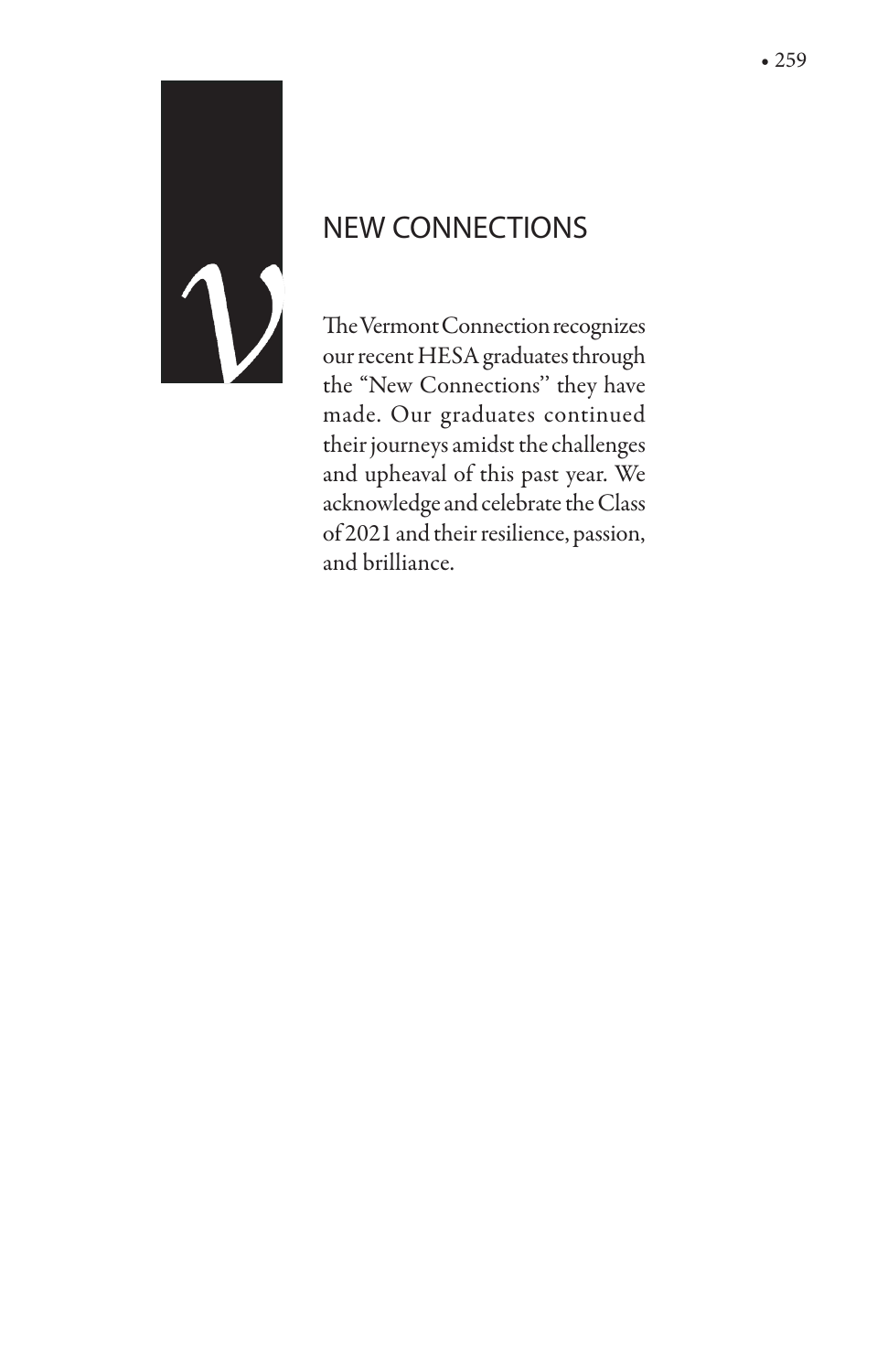# NEW CONNECTIONS

The Vermont Connection recognizes our recent HESA graduates through the "New Connections" they have made. Our graduates continued their journeys amidst the challenges and upheaval of this past year. We acknowledge and celebrate the Class of 2021 and their resilience, passion, and brilliance.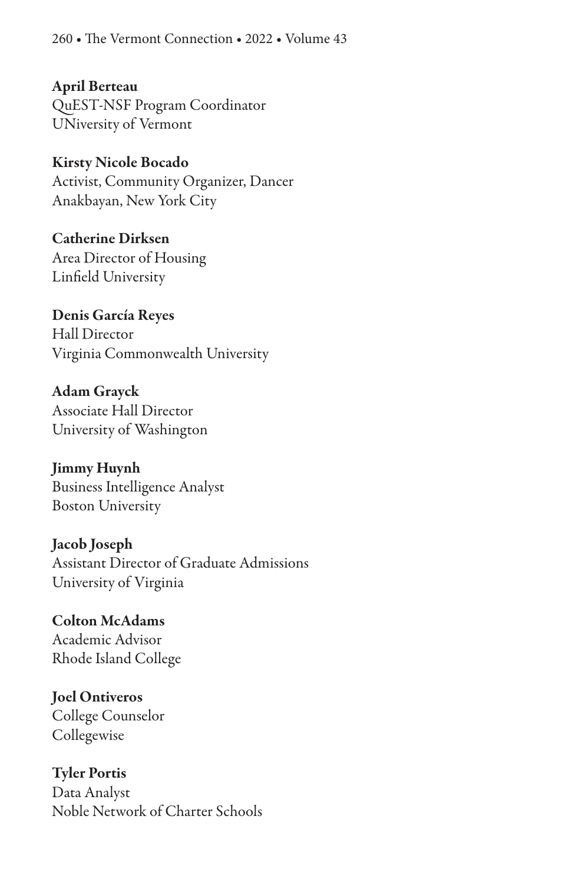**April Berteau**
QuEST-NSF Program Coordinator
UNiversity of Vermont

**Kirsty Nicole Bocado**
Activist, Community Organizer, Dancer
Anakbayan, New York City

**Catherine Dirksen**
Area Director of Housing
Linfield University

**Denis García Reyes**
Hall Director
Virginia Commonwealth University

**Adam Grayck**
Associate Hall Director
University of Washington

**Jimmy Huynh**
Business Intelligence Analyst
Boston University

**Jacob Joseph**
Assistant Director of Graduate Admissions
University of Virginia

**Colton McAdams**
Academic Advisor
Rhode Island College

**Joel Ontiveros**
College Counselor
Collegewise

**Tyler Portis**
Data Analyst
Noble Network of Charter Schools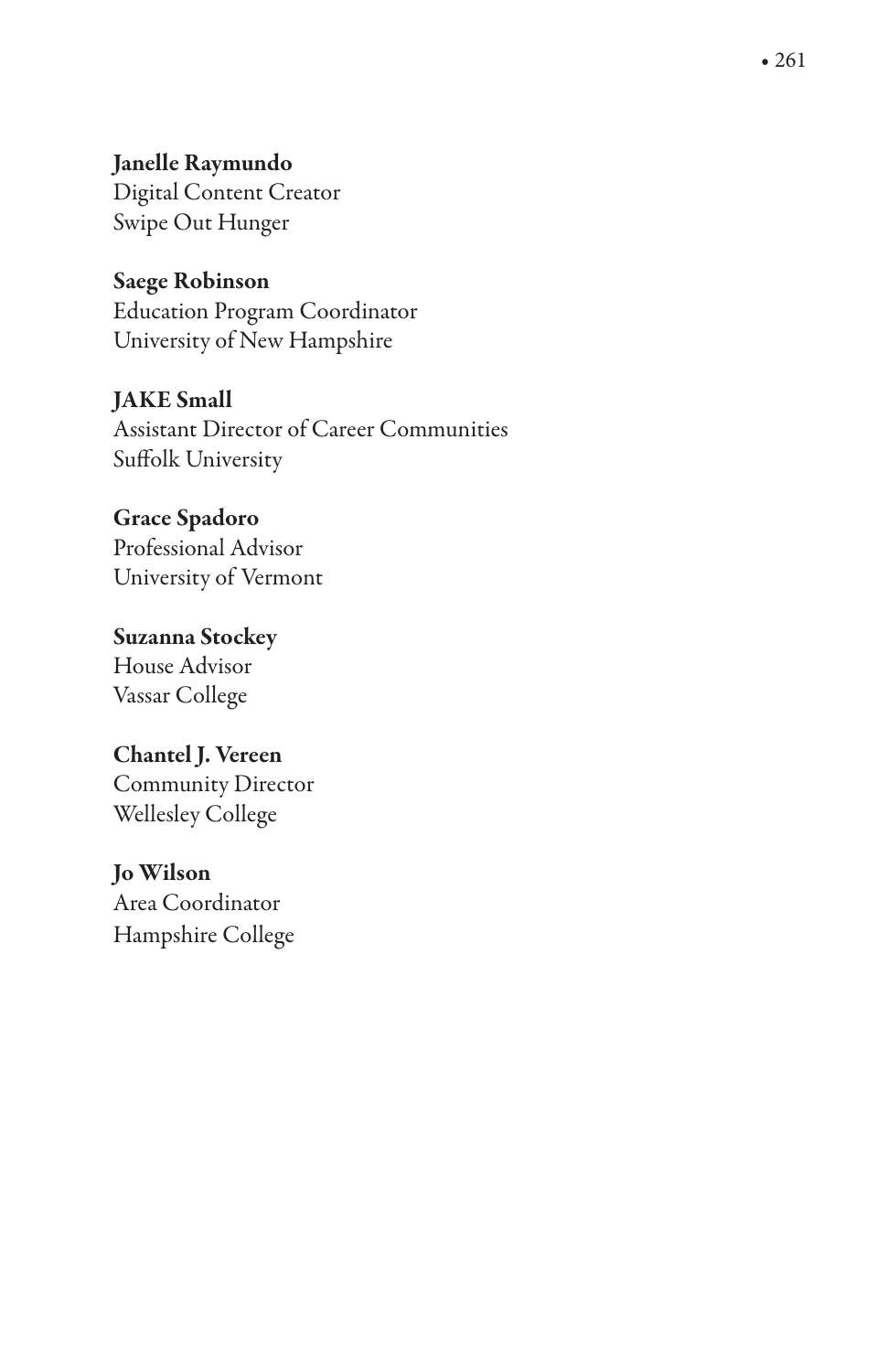**Janelle Raymundo**
Digital Content Creator
Swipe Out Hunger

**Saege Robinson**
Education Program Coordinator
University of New Hampshire

**JAKE Small**
Assistant Director of Career Communities
Suffolk University

**Grace Spadoro**
Professional Advisor
University of Vermont

**Suzanna Stockey**
House Advisor
Vassar College

**Chantel J. Vereen**
Community Director
Wellesley College

**Jo Wilson**
Area Coordinator
Hampshire College